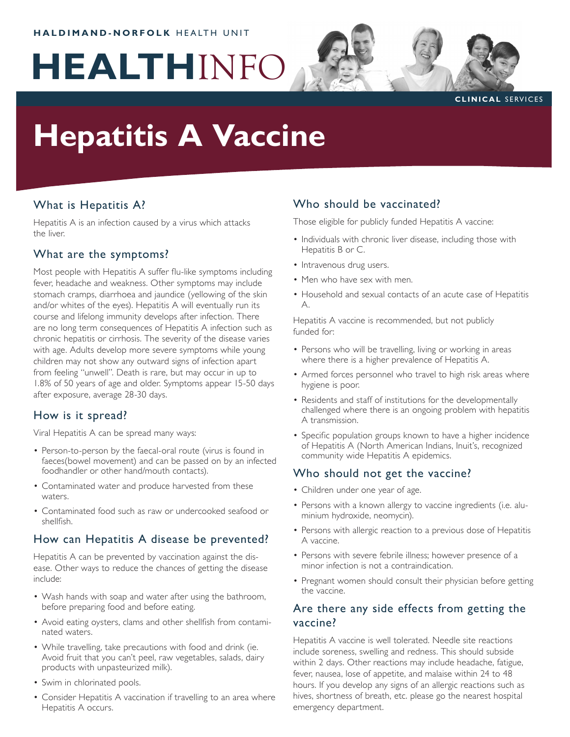**HALDIMAND-NORFOLK** HEALTH UNIT

# HEALTHINFO

**CLINICAL** SERVICES

# Hepatitis A Vaccine

## What is Hepatitis A?

Hepatitis A is an infection caused by a virus which attacks the liver.

## What are the symptoms?

Most people with Hepatitis A suffer flu-like symptoms including fever, headache and weakness. Other symptoms may include stomach cramps, diarrhoea and jaundice (yellowing of the skin and/or whites of the eyes). Hepatitis A will eventually run its course and lifelong immunity develops after infection. There are no long term consequences of Hepatitis A infection such as chronic hepatitis or cirrhosis. The severity of the disease varies with age. Adults develop more severe symptoms while young children may not show any outward signs of infection apart from feeling "unwell". Death is rare, but may occur in up to 1.8% of 50 years of age and older. Symptoms appear 15-50 days after exposure, average 28-30 days.

## How is it spread?

Viral Hepatitis A can be spread many ways:

- Person-to-person by the faecal-oral route (virus is found in faeces(bowel movement) and can be passed on by an infected foodhandler or other hand/mouth contacts).
- Contaminated water and produce harvested from these waters.
- Contaminated food such as raw or undercooked seafood or shellfish.

## How can Hepatitis A disease be prevented?

Hepatitis A can be prevented by vaccination against the disease. Other ways to reduce the chances of getting the disease include:

- Wash hands with soap and water after using the bathroom, before preparing food and before eating.
- Avoid eating oysters, clams and other shellfish from contaminated waters.
- While travelling, take precautions with food and drink (ie. Avoid fruit that you can't peel, raw vegetables, salads, dairy products with unpasteurized milk).
- Swim in chlorinated pools.
- Consider Hepatitis A vaccination if travelling to an area where Hepatitis A occurs.

## Who should be vaccinated?

Those eligible for publicly funded Hepatitis A vaccine:

- Individuals with chronic liver disease, including those with Hepatitis B or C.
- Intravenous drug users.
- Men who have sex with men.
- Household and sexual contacts of an acute case of Hepatitis A.

Hepatitis A vaccine is recommended, but not publicly funded for:

- Persons who will be travelling, living or working in areas where there is a higher prevalence of Hepatitis A.
- Armed forces personnel who travel to high risk areas where hygiene is poor.
- Residents and staff of institutions for the developmentally challenged where there is an ongoing problem with hepatitis A transmission.
- Specific population groups known to have a higher incidence of Hepatitis A (North American Indians, Inuit's, recognized community wide Hepatitis A epidemics.

## Who should not get the vaccine?

- Children under one year of age.
- Persons with a known allergy to vaccine ingredients (i.e. aluminium hydroxide, neomycin).
- Persons with allergic reaction to a previous dose of Hepatitis A vaccine.
- Persons with severe febrile illness; however presence of a minor infection is not a contraindication.
- Pregnant women should consult their physician before getting the vaccine.

## Are there any side effects from getting the vaccine?

Hepatitis A vaccine is well tolerated. Needle site reactions include soreness, swelling and redness. This should subside within 2 days. Other reactions may include headache, fatigue, fever, nausea, lose of appetite, and malaise within 24 to 48 hours. If you develop any signs of an allergic reactions such as hives, shortness of breath, etc. please go the nearest hospital emergency department.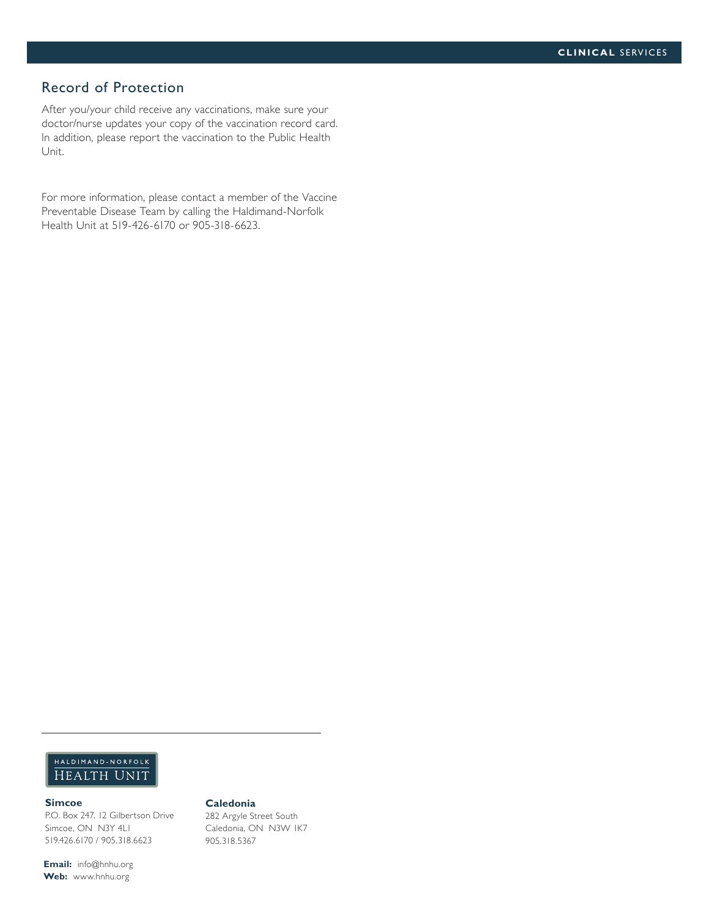## Record of Protection

After you/your child receive any vaccinations, make sure your doctor/nurse updates your copy of the vaccination record card. In addition, please report the vaccination to the Public Health Unit.

For more information, please contact a member of the Vaccine Preventable Disease Team by calling the Haldimand-Norfolk Health Unit at 519-426-6170 or 905-318-6623.

HALDIMAND-NORFOLK
HEALTH UNIT

**Simcoe**
P.O. Box 247, 12 Gilbertson Drive
Simcoe, ON N3Y 4L1
519.426.6170 / 905.318.6623

**Caledonia**
282 Argyle Street South
Caledonia, ON N3W 1K7
905.318.5367

**Email:** info@hnhu.org
**Web:** www.hnhu.org